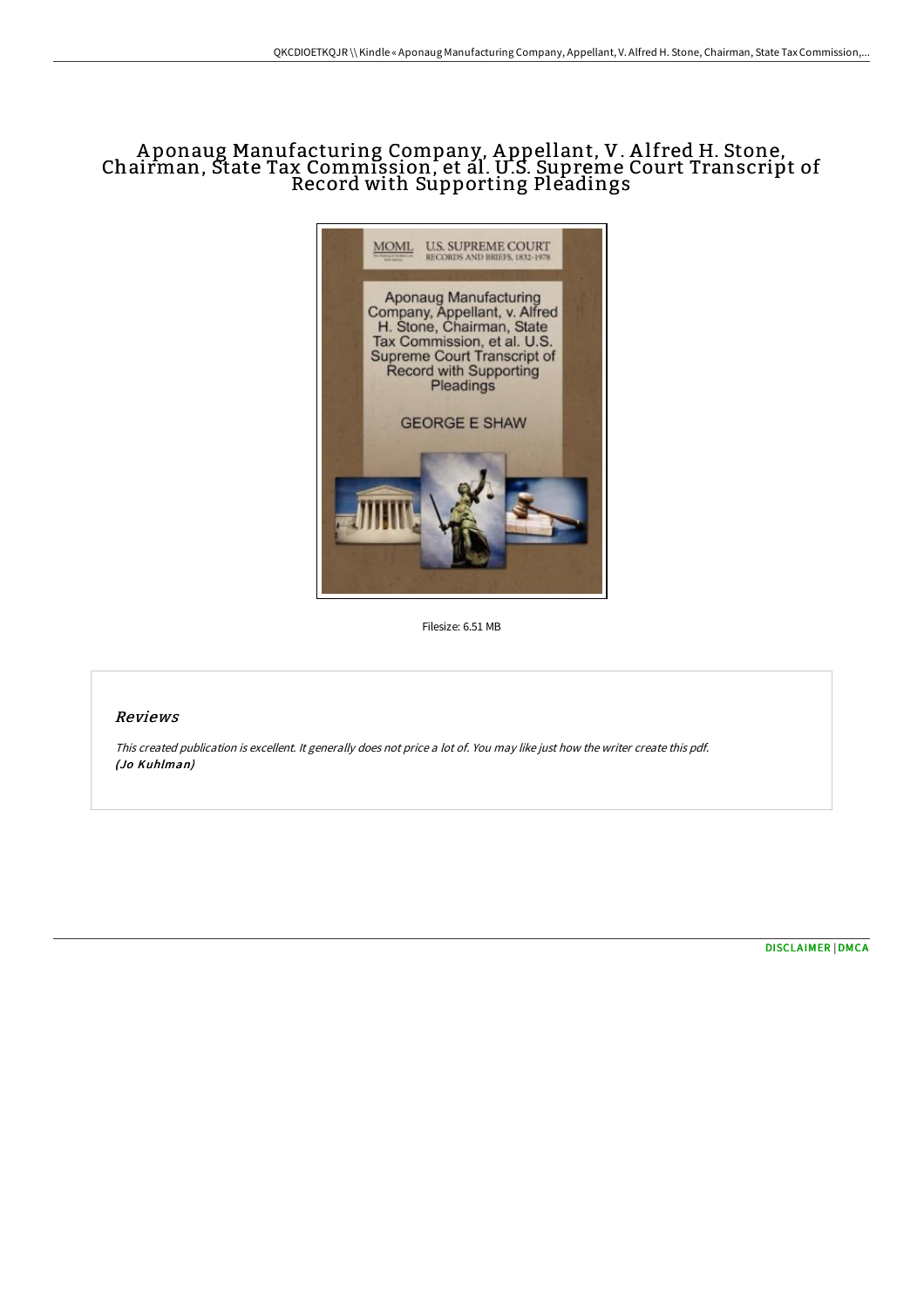# Aponaug Manufacturing Company, Appellant, V. Alfred H. Stone, Chairman, State Tax Commission, et al. U.S. Supreme Court Transcript of Record with Supporting Pleadings

Filesize: 6.51 MB

## Reviews

*This created publication is excellent. It generally does not price a lot of. You may like just how the writer create this pdf.*
***(Jo Kuhlman)***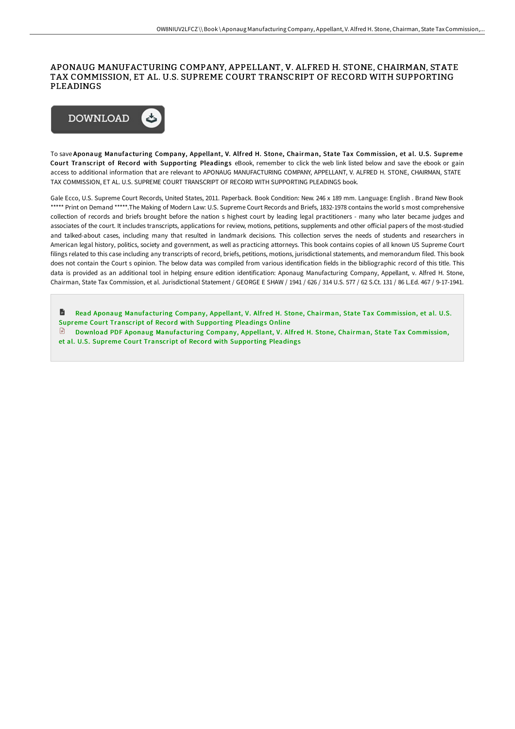# APONAUG MANUFACTURING COMPANY, APPELLANT, V. ALFRED H. STONE, CHAIRMAN, STATE TAX COMMISSION, ET AL. U.S. SUPREME COURT TRANSCRIPT OF RECORD WITH SUPPORTING PLEADINGS

DOWNLOAD

To save **Aponaug Manufacturing Company, Appellant, V. Alfred H. Stone, Chairman, State Tax Commission, et al. U.S. Supreme Court Transcript of Record with Supporting Pleadings** eBook, remember to click the web link listed below and save the ebook or gain access to additional information that are relevant to APONAUG MANUFACTURING COMPANY, APPELLANT, V. ALFRED H. STONE, CHAIRMAN, STATE TAX COMMISSION, ET AL. U.S. SUPREME COURT TRANSCRIPT OF RECORD WITH SUPPORTING PLEADINGS book.

Gale Ecco, U.S. Supreme Court Records, United States, 2011. Paperback. Book Condition: New. 246 x 189 mm. Language: English . Brand New Book ***** Print on Demand *****.The Making of Modern Law: U.S. Supreme Court Records and Briefs, 1832-1978 contains the world s most comprehensive collection of records and briefs brought before the nation s highest court by leading legal practitioners - many who later became judges and associates of the court. It includes transcripts, applications for review, motions, petitions, supplements and other official papers of the most-studied and talked-about cases, including many that resulted in landmark decisions. This collection serves the needs of students and researchers in American legal history, politics, society and government, as well as practicing attorneys. This book contains copies of all known US Supreme Court filings related to this case including any transcripts of record, briefs, petitions, motions, jurisdictional statements, and memorandum filed. This book does not contain the Court s opinion. The below data was compiled from various identification fields in the bibliographic record of this title. This data is provided as an additional tool in helping ensure edition identification: Aponaug Manufacturing Company, Appellant, v. Alfred H. Stone, Chairman, State Tax Commission, et al. Jurisdictional Statement / GEORGE E SHAW / 1941 / 626 / 314 U.S. 577 / 62 S.Ct. 131 / 86 L.Ed. 467 / 9-17-1941.

Read Aponaug Manufacturing Company, Appellant, V. Alfred H. Stone, Chairman, State Tax Commission, et al. U.S. Supreme Court Transcript of Record with Supporting Pleadings Online

Download PDF Aponaug Manufacturing Company, Appellant, V. Alfred H. Stone, Chairman, State Tax Commission, et al. U.S. Supreme Court Transcript of Record with Supporting Pleadings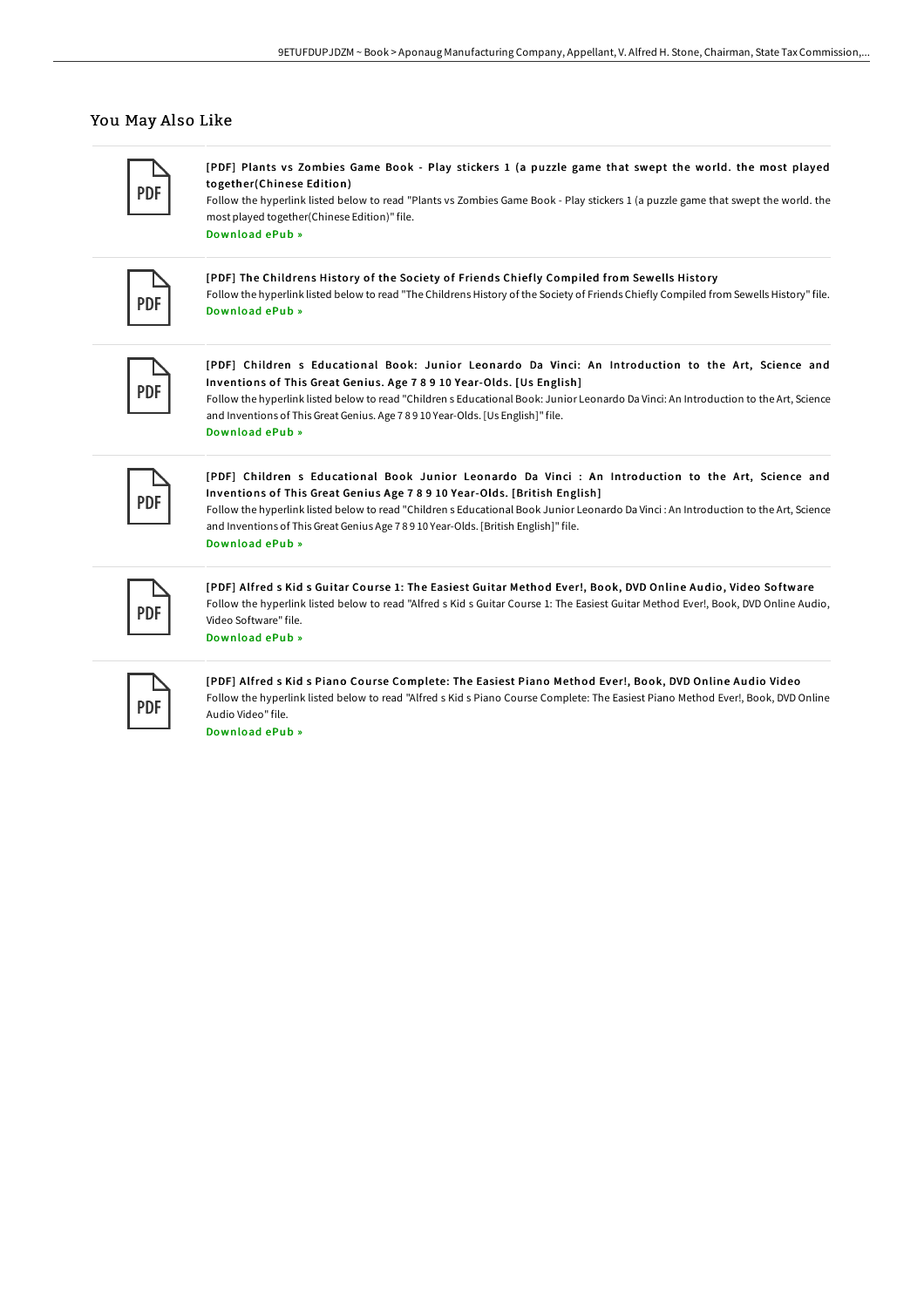## You May Also Like

[PDF] Plants vs Zombies Game Book - Play stickers 1 (a puzzle game that swept the world. the most played together(Chinese Edition)

Follow the hyperlink listed below to read "Plants vs Zombies Game Book - Play stickers 1 (a puzzle game that swept the world. the most played together(Chinese Edition)" file.

Download ePub »

[PDF] The Childrens History of the Society of Friends Chiefly Compiled from Sewells History

Follow the hyperlink listed below to read "The Childrens History of the Society of Friends Chiefly Compiled from Sewells History" file.

Download ePub »

[PDF] Children s Educational Book: Junior Leonardo Da Vinci: An Introduction to the Art, Science and Inventions of This Great Genius. Age 7 8 9 10 Year-Olds. [Us English]

Follow the hyperlink listed below to read "Children s Educational Book: Junior Leonardo Da Vinci: An Introduction to the Art, Science and Inventions of This Great Genius. Age 7 8 9 10 Year-Olds. [Us English]" file.

Download ePub »

[PDF] Children s Educational Book Junior Leonardo Da Vinci : An Introduction to the Art, Science and Inventions of This Great Genius Age 7 8 9 10 Year-Olds. [British English]

Follow the hyperlink listed below to read "Children s Educational Book Junior Leonardo Da Vinci : An Introduction to the Art, Science and Inventions of This Great Genius Age 7 8 9 10 Year-Olds. [British English]" file.

Download ePub »

[PDF] Alfred s Kid s Guitar Course 1: The Easiest Guitar Method Ever!, Book, DVD Online Audio, Video Software

Follow the hyperlink listed below to read "Alfred s Kid s Guitar Course 1: The Easiest Guitar Method Ever!, Book, DVD Online Audio, Video Software" file.

Download ePub »

[PDF] Alfred s Kid s Piano Course Complete: The Easiest Piano Method Ever!, Book, DVD Online Audio Video

Follow the hyperlink listed below to read "Alfred s Kid s Piano Course Complete: The Easiest Piano Method Ever!, Book, DVD Online Audio Video" file.

Download ePub »